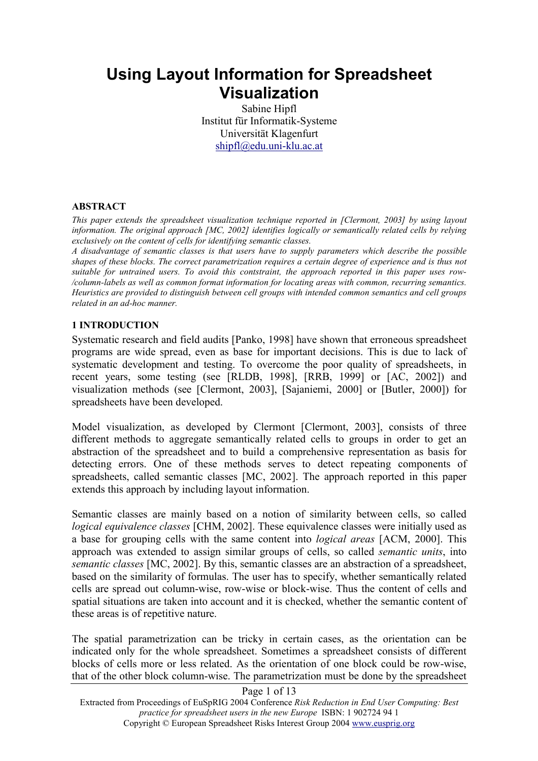# Using Layout Information for Spreadsheet Visualization

Sabine Hipfl
Institut für Informatik-Systeme
Universität Klagenfurt
shipfl@edu.uni-klu.ac.at

**ABSTRACT**

*This paper extends the spreadsheet visualization technique reported in [Clermont, 2003] by using layout information. The original approach [MC, 2002] identifies logically or semantically related cells by relying exclusively on the content of cells for identifying semantic classes.*

*A disadvantage of semantic classes is that users have to supply parameters which describe the possible shapes of these blocks. The correct parametrization requires a certain degree of experience and is thus not suitable for untrained users. To avoid this contstraint, the approach reported in this paper uses row-/column-labels as well as common format information for locating areas with common, recurring semantics. Heuristics are provided to distinguish between cell groups with intended common semantics and cell groups related in an ad-hoc manner.*

## 1 INTRODUCTION

Systematic research and field audits [Panko, 1998] have shown that erroneous spreadsheet programs are wide spread, even as base for important decisions. This is due to lack of systematic development and testing. To overcome the poor quality of spreadsheets, in recent years, some testing (see [RLDB, 1998], [RRB, 1999] or [AC, 2002]) and visualization methods (see [Clermont, 2003], [Sajaniemi, 2000] or [Butler, 2000]) for spreadsheets have been developed.

Model visualization, as developed by Clermont [Clermont, 2003], consists of three different methods to aggregate semantically related cells to groups in order to get an abstraction of the spreadsheet and to build a comprehensive representation as basis for detecting errors. One of these methods serves to detect repeating components of spreadsheets, called semantic classes [MC, 2002]. The approach reported in this paper extends this approach by including layout information.

Semantic classes are mainly based on a notion of similarity between cells, so called *logical equivalence classes* [CHM, 2002]. These equivalence classes were initially used as a base for grouping cells with the same content into *logical areas* [ACM, 2000]. This approach was extended to assign similar groups of cells, so called *semantic units*, into *semantic classes* [MC, 2002]. By this, semantic classes are an abstraction of a spreadsheet, based on the similarity of formulas. The user has to specify, whether semantically related cells are spread out column-wise, row-wise or block-wise. Thus the content of cells and spatial situations are taken into account and it is checked, whether the semantic content of these areas is of repetitive nature.

The spatial parametrization can be tricky in certain cases, as the orientation can be indicated only for the whole spreadsheet. Sometimes a spreadsheet consists of different blocks of cells more or less related. As the orientation of one block could be row-wise, that of the other block column-wise. The parametrization must be done by the spreadsheet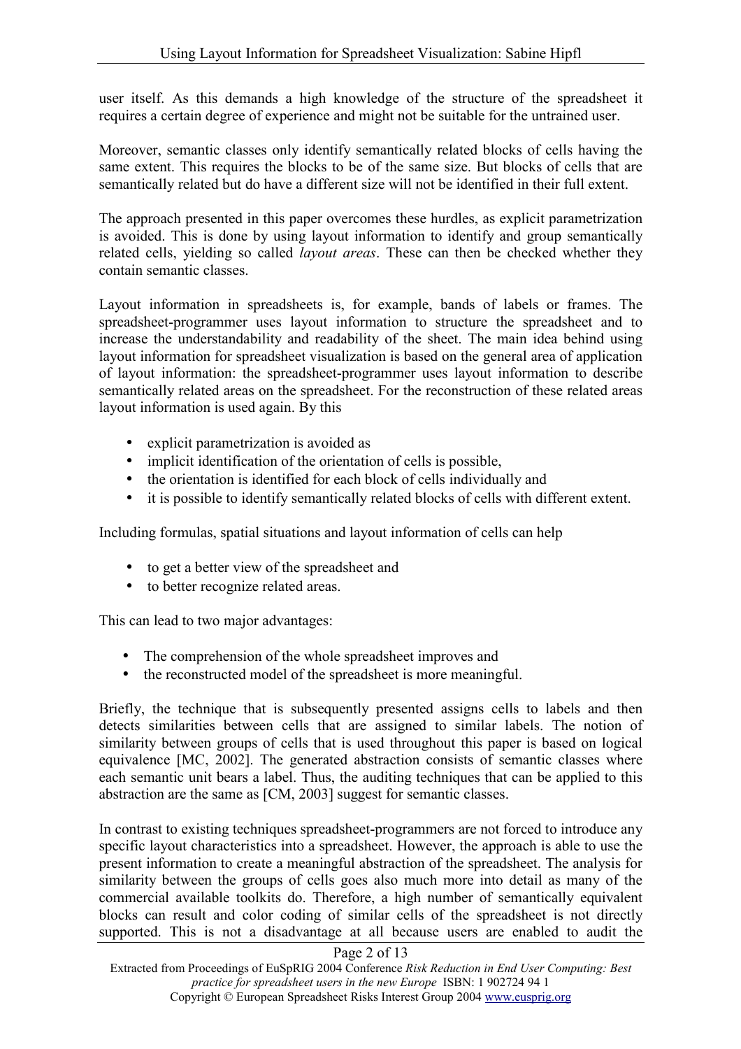user itself. As this demands a high knowledge of the structure of the spreadsheet it requires a certain degree of experience and might not be suitable for the untrained user.

Moreover, semantic classes only identify semantically related blocks of cells having the same extent. This requires the blocks to be of the same size. But blocks of cells that are semantically related but do have a different size will not be identified in their full extent.

The approach presented in this paper overcomes these hurdles, as explicit parametrization is avoided. This is done by using layout information to identify and group semantically related cells, yielding so called *layout areas*. These can then be checked whether they contain semantic classes.

Layout information in spreadsheets is, for example, bands of labels or frames. The spreadsheet-programmer uses layout information to structure the spreadsheet and to increase the understandability and readability of the sheet. The main idea behind using layout information for spreadsheet visualization is based on the general area of application of layout information: the spreadsheet-programmer uses layout information to describe semantically related areas on the spreadsheet. For the reconstruction of these related areas layout information is used again. By this

- explicit parametrization is avoided as
- implicit identification of the orientation of cells is possible,
- the orientation is identified for each block of cells individually and
- it is possible to identify semantically related blocks of cells with different extent.

Including formulas, spatial situations and layout information of cells can help

- to get a better view of the spreadsheet and
- to better recognize related areas.

This can lead to two major advantages:

- The comprehension of the whole spreadsheet improves and
- the reconstructed model of the spreadsheet is more meaningful.

Briefly, the technique that is subsequently presented assigns cells to labels and then detects similarities between cells that are assigned to similar labels. The notion of similarity between groups of cells that is used throughout this paper is based on logical equivalence [MC, 2002]. The generated abstraction consists of semantic classes where each semantic unit bears a label. Thus, the auditing techniques that can be applied to this abstraction are the same as [CM, 2003] suggest for semantic classes.

In contrast to existing techniques spreadsheet-programmers are not forced to introduce any specific layout characteristics into a spreadsheet. However, the approach is able to use the present information to create a meaningful abstraction of the spreadsheet. The analysis for similarity between the groups of cells goes also much more into detail as many of the commercial available toolkits do. Therefore, a high number of semantically equivalent blocks can result and color coding of similar cells of the spreadsheet is not directly supported. This is not a disadvantage at all because users are enabled to audit the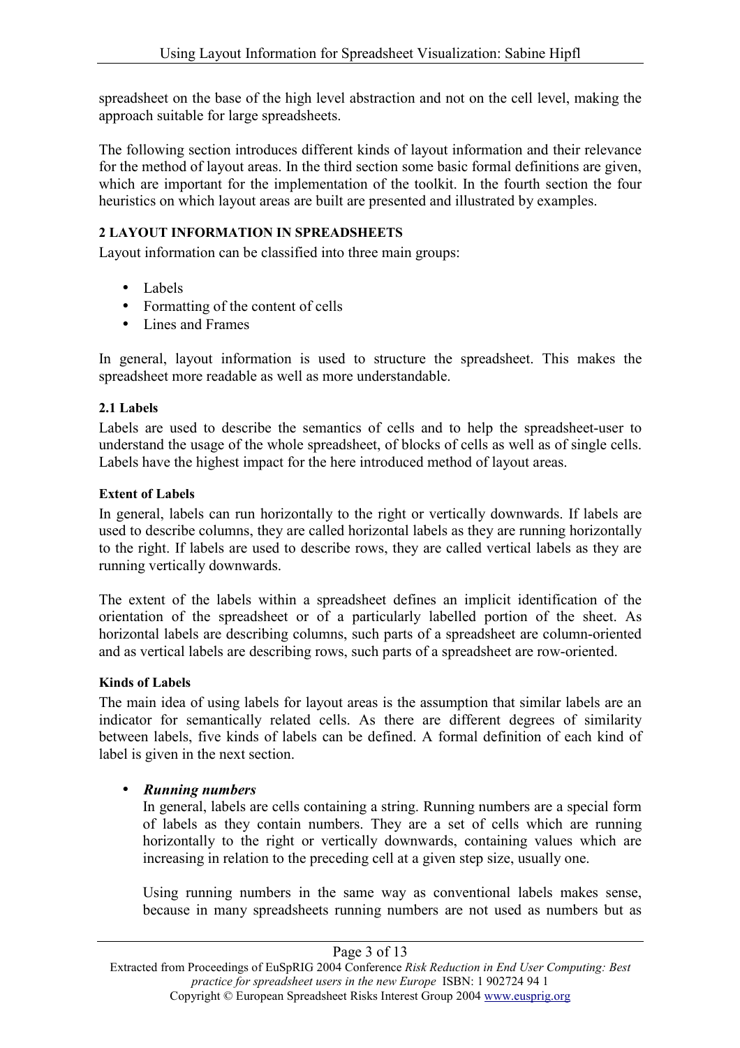spreadsheet on the base of the high level abstraction and not on the cell level, making the approach suitable for large spreadsheets.

The following section introduces different kinds of layout information and their relevance for the method of layout areas. In the third section some basic formal definitions are given, which are important for the implementation of the toolkit. In the fourth section the four heuristics on which layout areas are built are presented and illustrated by examples.

## 2 LAYOUT INFORMATION IN SPREADSHEETS

Layout information can be classified into three main groups:

- Labels
- Formatting of the content of cells
- Lines and Frames

In general, layout information is used to structure the spreadsheet. This makes the spreadsheet more readable as well as more understandable.

### 2.1 Labels

Labels are used to describe the semantics of cells and to help the spreadsheet-user to understand the usage of the whole spreadsheet, of blocks of cells as well as of single cells. Labels have the highest impact for the here introduced method of layout areas.

#### Extent of Labels

In general, labels can run horizontally to the right or vertically downwards. If labels are used to describe columns, they are called horizontal labels as they are running horizontally to the right. If labels are used to describe rows, they are called vertical labels as they are running vertically downwards.

The extent of the labels within a spreadsheet defines an implicit identification of the orientation of the spreadsheet or of a particularly labelled portion of the sheet. As horizontal labels are describing columns, such parts of a spreadsheet are column-oriented and as vertical labels are describing rows, such parts of a spreadsheet are row-oriented.

#### Kinds of Labels

The main idea of using labels for layout areas is the assumption that similar labels are an indicator for semantically related cells. As there are different degrees of similarity between labels, five kinds of labels can be defined. A formal definition of each kind of label is given in the next section.

- ***Running numbers***
  In general, labels are cells containing a string. Running numbers are a special form of labels as they contain numbers. They are a set of cells which are running horizontally to the right or vertically downwards, containing values which are increasing in relation to the preceding cell at a given step size, usually one.

  Using running numbers in the same way as conventional labels makes sense, because in many spreadsheets running numbers are not used as numbers but as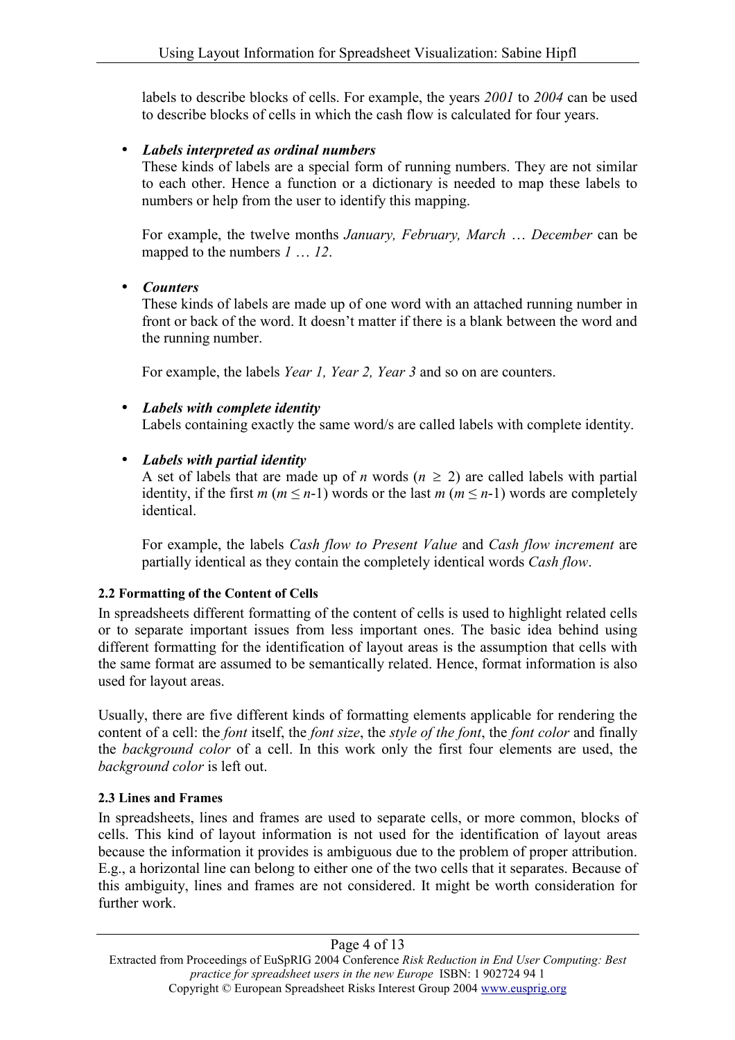labels to describe blocks of cells. For example, the years *2001* to *2004* can be used to describe blocks of cells in which the cash flow is calculated for four years.

- ***Labels interpreted as ordinal numbers***
  These kinds of labels are a special form of running numbers. They are not similar to each other. Hence a function or a dictionary is needed to map these labels to numbers or help from the user to identify this mapping.

  For example, the twelve months *January, February, March* … *December* can be mapped to the numbers *1* … *12*.

- ***Counters***
  These kinds of labels are made up of one word with an attached running number in front or back of the word. It doesn't matter if there is a blank between the word and the running number.

  For example, the labels *Year 1, Year 2, Year 3* and so on are counters.

- ***Labels with complete identity***
  Labels containing exactly the same word/s are called labels with complete identity.

- ***Labels with partial identity***
  A set of labels that are made up of $n$ words ($n \geq 2$) are called labels with partial identity, if the first $m$ ($m \leq n$-1) words or the last $m$ ($m \leq n$-1) words are completely identical.

  For example, the labels *Cash flow to Present Value* and *Cash flow increment* are partially identical as they contain the completely identical words *Cash flow*.

### 2.2 Formatting of the Content of Cells

In spreadsheets different formatting of the content of cells is used to highlight related cells or to separate important issues from less important ones. The basic idea behind using different formatting for the identification of layout areas is the assumption that cells with the same format are assumed to be semantically related. Hence, format information is also used for layout areas.

Usually, there are five different kinds of formatting elements applicable for rendering the content of a cell: the *font* itself, the *font size*, the *style of the font*, the *font color* and finally the *background color* of a cell. In this work only the first four elements are used, the *background color* is left out.

### 2.3 Lines and Frames

In spreadsheets, lines and frames are used to separate cells, or more common, blocks of cells. This kind of layout information is not used for the identification of layout areas because the information it provides is ambiguous due to the problem of proper attribution. E.g., a horizontal line can belong to either one of the two cells that it separates. Because of this ambiguity, lines and frames are not considered. It might be worth consideration for further work.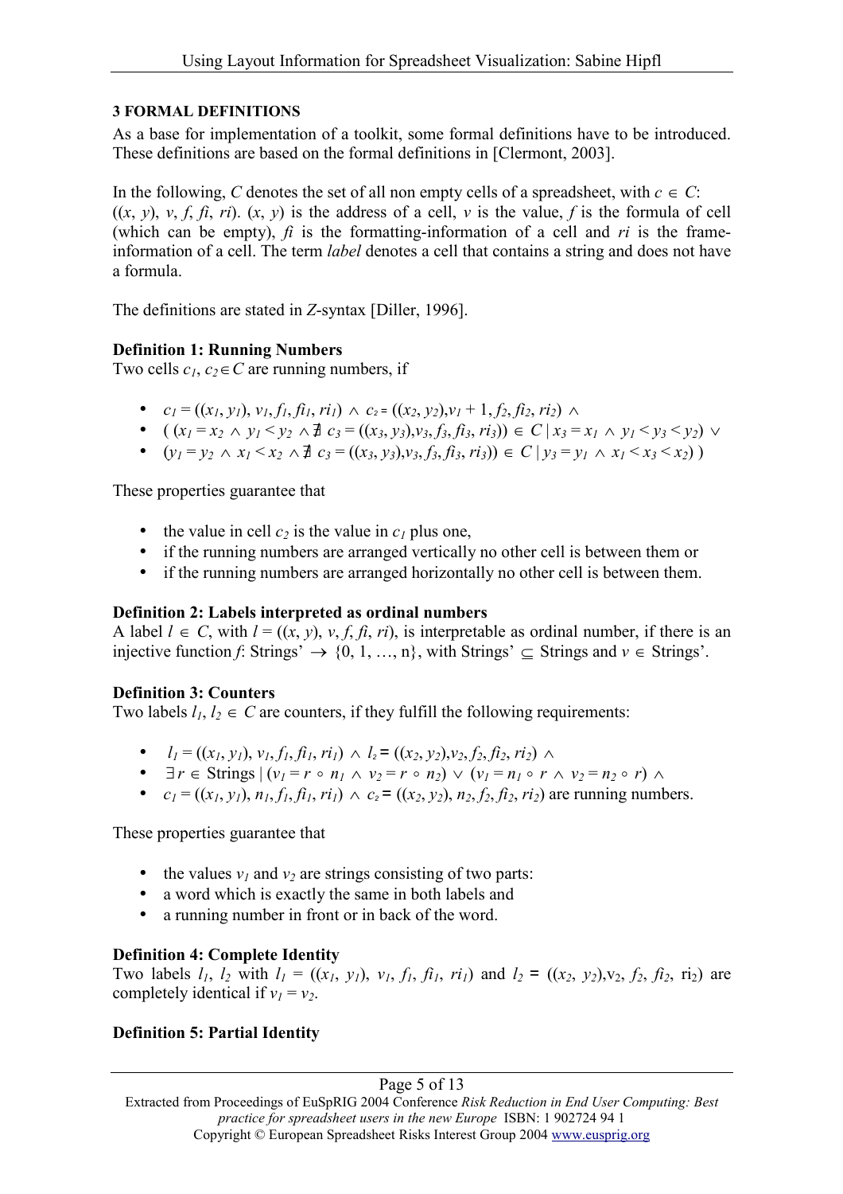## 3 FORMAL DEFINITIONS

As a base for implementation of a toolkit, some formal definitions have to be introduced. These definitions are based on the formal definitions in [Clermont, 2003].

In the following, $C$ denotes the set of all non empty cells of a spreadsheet, with $c \in C$: $((x, y), v, f, fi, ri)$. $(x, y)$ is the address of a cell, $v$ is the value, $f$ is the formula of cell (which can be empty), $fi$ is the formatting-information of a cell and $ri$ is the frame-information of a cell. The term *label* denotes a cell that contains a string and does not have a formula.

The definitions are stated in *Z*-syntax [Diller, 1996].

**Definition 1: Running Numbers**

Two cells $c_1, c_2 \in C$ are running numbers, if

- $c_1 = ((x_1, y_1), v_1, f_1, fi_1, ri_1) \wedge c_2 = ((x_2, y_2), v_1 + 1, f_2, fi_2, ri_2) \wedge$
- $((x_1 = x_2 \wedge y_1 < y_2 \wedge \nexists\, c_3 = ((x_3, y_3), v_3, f_3, fi_3, ri_3)) \in C \mid x_3 = x_1 \wedge y_1 < y_3 < y_2) \vee$
- $(y_1 = y_2 \wedge x_1 < x_2 \wedge \nexists\, c_3 = ((x_3, y_3), v_3, f_3, fi_3, ri_3)) \in C \mid y_3 = y_1 \wedge x_1 < x_3 < x_2))$

These properties guarantee that

- the value in cell $c_2$ is the value in $c_1$ plus one,
- if the running numbers are arranged vertically no other cell is between them or
- if the running numbers are arranged horizontally no other cell is between them.

**Definition 2: Labels interpreted as ordinal numbers**

A label $l \in C$, with $l = ((x, y), v, f, fi, ri)$, is interpretable as ordinal number, if there is an injective function $f$: Strings' $\rightarrow \{0, 1, \ldots, n\}$, with Strings' $\subseteq$ Strings and $v \in$ Strings'.

**Definition 3: Counters**

Two labels $l_1, l_2 \in C$ are counters, if they fulfill the following requirements:

- $l_1 = ((x_1, y_1), v_1, f_1, fi_1, ri_1) \wedge l_2 = ((x_2, y_2), v_2, f_2, fi_2, ri_2) \wedge$
- $\exists\, r \in \text{Strings} \mid (v_1 = r \circ n_1 \wedge v_2 = r \circ n_2) \vee (v_1 = n_1 \circ r \wedge v_2 = n_2 \circ r) \wedge$
- $c_1 = ((x_1, y_1), n_1, f_1, fi_1, ri_1) \wedge c_2 = ((x_2, y_2), n_2, f_2, fi_2, ri_2)$ are running numbers.

These properties guarantee that

- the values $v_1$ and $v_2$ are strings consisting of two parts:
- a word which is exactly the same in both labels and
- a running number in front or in back of the word.

**Definition 4: Complete Identity**

Two labels $l_1$, $l_2$ with $l_1 = ((x_1, y_1), v_1, f_1, fi_1, ri_1)$ and $l_2 = ((x_2, y_2), v_2, f_2, fi_2, ri_2)$ are completely identical if $v_1 = v_2$.

**Definition 5: Partial Identity**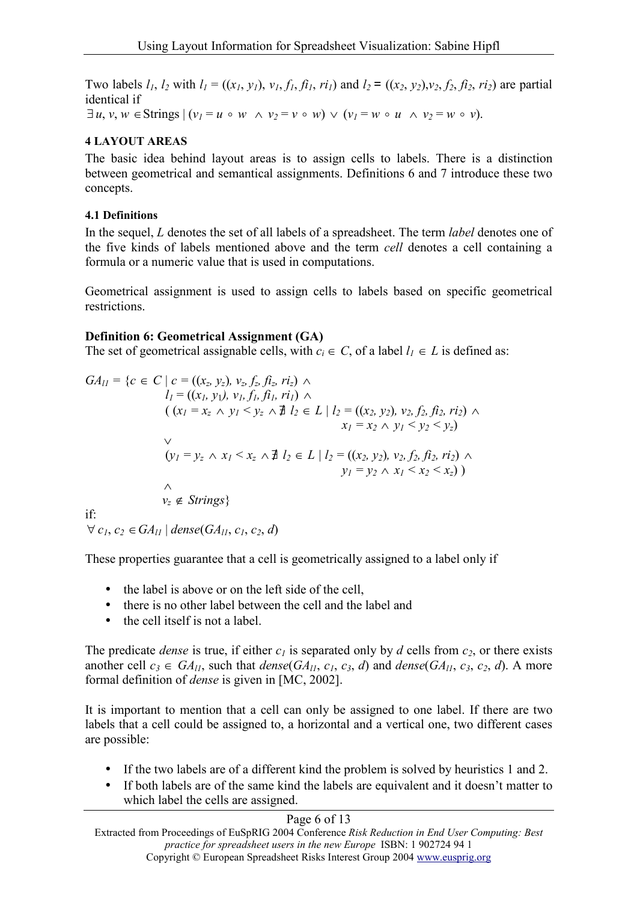Two labels $l_1$, $l_2$ with $l_1 = ((x_1, y_1), v_1, f_1, fi_1, ri_1)$ and $l_2 = ((x_2, y_2), v_2, f_2, fi_2, ri_2)$ are partial identical if

$\exists u, v, w \in \text{Strings} \mid (v_1 = u \circ w \;\wedge\; v_2 = v \circ w) \vee (v_1 = w \circ u \;\wedge\; v_2 = w \circ v)$.

### 4 LAYOUT AREAS

The basic idea behind layout areas is to assign cells to labels. There is a distinction between geometrical and semantical assignments. Definitions 6 and 7 introduce these two concepts.

#### 4.1 Definitions

In the sequel, $L$ denotes the set of all labels of a spreadsheet. The term *label* denotes one of the five kinds of labels mentioned above and the term *cell* denotes a cell containing a formula or a numeric value that is used in computations.

Geometrical assignment is used to assign cells to labels based on specific geometrical restrictions.

**Definition 6: Geometrical Assignment (GA)**

The set of geometrical assignable cells, with $c_i \in C$, of a label $l_1 \in L$ is defined as:

$$
\begin{aligned}
GA_{l1} = \{c \in C \mid\; & c = ((x_z, y_z), v_z, f_z, fi_z, ri_z) \wedge \\
& l_1 = ((x_1, y_1), v_1, f_1, fi_1, ri_1) \wedge \\
& (\, (x_1 = x_z \wedge y_1 < y_z \wedge \nexists\, l_2 \in L \mid l_2 = ((x_2, y_2), v_2, f_2, fi_2, ri_2) \wedge \\
& \qquad\qquad\qquad\qquad\qquad x_1 = x_2 \wedge y_1 < y_2 < y_z) \\
& \vee \\
& (y_1 = y_z \wedge x_1 < x_z \wedge \nexists\, l_2 \in L \mid l_2 = ((x_2, y_2), v_2, f_2, fi_2, ri_2) \wedge \\
& \qquad\qquad\qquad\qquad\qquad y_1 = y_2 \wedge x_1 < x_2 < x_z)\,) \\
& \wedge \\
& v_z \notin \mathit{Strings}\}
\end{aligned}
$$

if:

$\forall\, c_1, c_2 \in GA_{l1} \mid \mathit{dense}(GA_{l1}, c_1, c_2, d)$

These properties guarantee that a cell is geometrically assigned to a label only if

- the label is above or on the left side of the cell,
- there is no other label between the cell and the label and
- the cell itself is not a label.

The predicate *dense* is true, if either $c_1$ is separated only by $d$ cells from $c_2$, or there exists another cell $c_3 \in GA_{l1}$, such that $\mathit{dense}(GA_{l1}, c_1, c_3, d)$ and $\mathit{dense}(GA_{l1}, c_3, c_2, d)$. A more formal definition of *dense* is given in [MC, 2002].

It is important to mention that a cell can only be assigned to one label. If there are two labels that a cell could be assigned to, a horizontal and a vertical one, two different cases are possible:

- If the two labels are of a different kind the problem is solved by heuristics 1 and 2.
- If both labels are of the same kind the labels are equivalent and it doesn't matter to which label the cells are assigned.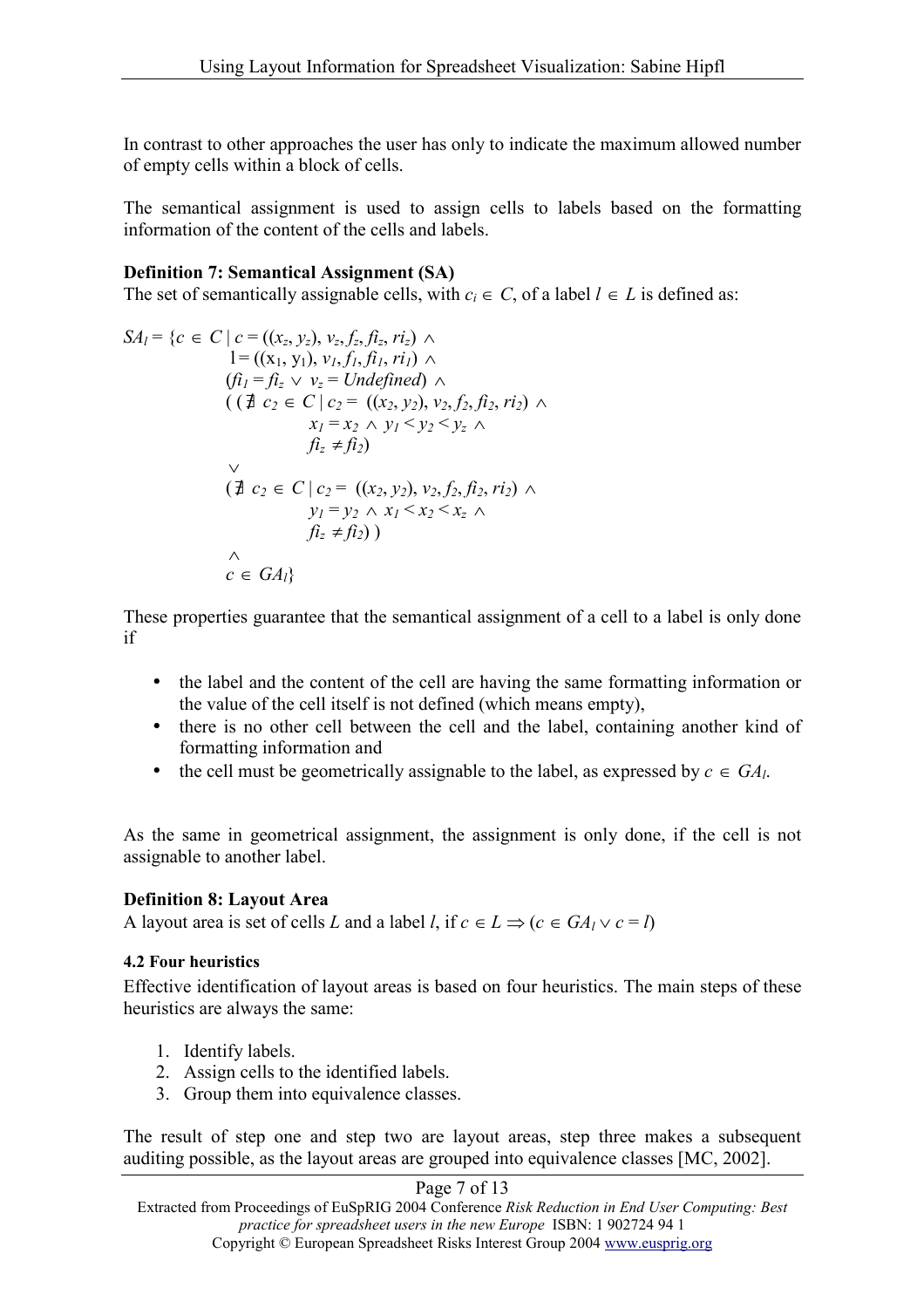In contrast to other approaches the user has only to indicate the maximum allowed number of empty cells within a block of cells.

The semantical assignment is used to assign cells to labels based on the formatting information of the content of the cells and labels.

**Definition 7: Semantical Assignment (SA)**
The set of semantically assignable cells, with $c_i \in C$, of a label $l \in L$ is defined as:

$$
\begin{aligned}
SA_l = \{c \in C \mid\ & c = ((x_z, y_z), v_z, f_z, fi_z, ri_z) \wedge \\
& l = ((x_1, y_1), v_1, f_1, fi_1, ri_1) \wedge \\
& (fi_1 = fi_z \vee v_z = Undefined) \wedge \\
& ( (\nexists\ c_2 \in C \mid c_2 = ((x_2, y_2), v_2, f_2, fi_2, ri_2) \wedge \\
& \qquad x_1 = x_2 \wedge y_1 < y_2 < y_z \wedge \\
& \qquad fi_z \neq fi_2) \\
& \vee \\
& (\nexists\ c_2 \in C \mid c_2 = ((x_2, y_2), v_2, f_2, fi_2, ri_2) \wedge \\
& \qquad y_1 = y_2 \wedge x_1 < x_2 < x_z \wedge \\
& \qquad fi_z \neq fi_2) ) \\
& \wedge \\
& c \in GA_l\}
\end{aligned}
$$

These properties guarantee that the semantical assignment of a cell to a label is only done if

- the label and the content of the cell are having the same formatting information or the value of the cell itself is not defined (which means empty),
- there is no other cell between the cell and the label, containing another kind of formatting information and
- the cell must be geometrically assignable to the label, as expressed by $c \in GA_l$.

As the same in geometrical assignment, the assignment is only done, if the cell is not assignable to another label.

**Definition 8: Layout Area**
A layout area is set of cells $L$ and a label $l$, if $c \in L \Rightarrow (c \in GA_l \vee c = l)$

### 4.2 Four heuristics

Effective identification of layout areas is based on four heuristics. The main steps of these heuristics are always the same:

1. Identify labels.
2. Assign cells to the identified labels.
3. Group them into equivalence classes.

The result of step one and step two are layout areas, step three makes a subsequent auditing possible, as the layout areas are grouped into equivalence classes [MC, 2002].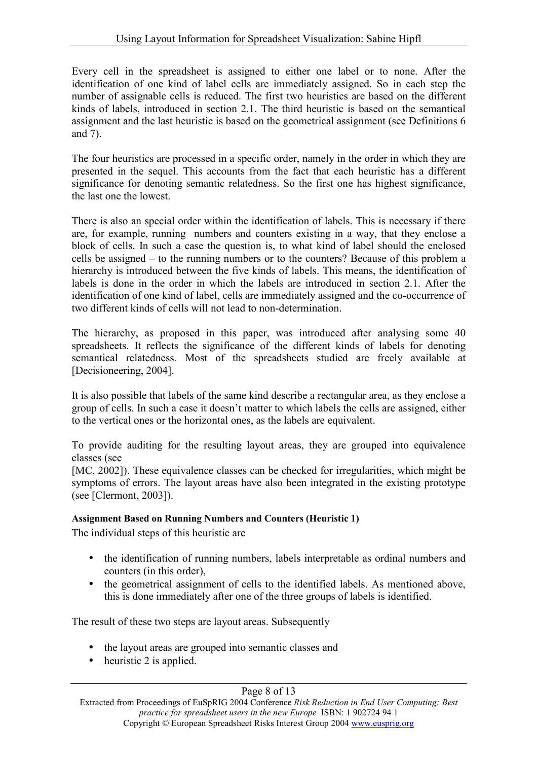Every cell in the spreadsheet is assigned to either one label or to none. After the identification of one kind of label cells are immediately assigned. So in each step the number of assignable cells is reduced. The first two heuristics are based on the different kinds of labels, introduced in section 2.1. The third heuristic is based on the semantical assignment and the last heuristic is based on the geometrical assignment (see Definitions 6 and 7).

The four heuristics are processed in a specific order, namely in the order in which they are presented in the sequel. This accounts from the fact that each heuristic has a different significance for denoting semantic relatedness. So the first one has highest significance, the last one the lowest.

There is also an special order within the identification of labels. This is necessary if there are, for example, running numbers and counters existing in a way, that they enclose a block of cells. In such a case the question is, to what kind of label should the enclosed cells be assigned – to the running numbers or to the counters? Because of this problem a hierarchy is introduced between the five kinds of labels. This means, the identification of labels is done in the order in which the labels are introduced in section 2.1. After the identification of one kind of label, cells are immediately assigned and the co-occurrence of two different kinds of cells will not lead to non-determination.

The hierarchy, as proposed in this paper, was introduced after analysing some 40 spreadsheets. It reflects the significance of the different kinds of labels for denoting semantical relatedness. Most of the spreadsheets studied are freely available at [Decisioneering, 2004].

It is also possible that labels of the same kind describe a rectangular area, as they enclose a group of cells. In such a case it doesn't matter to which labels the cells are assigned, either to the vertical ones or the horizontal ones, as the labels are equivalent.

To provide auditing for the resulting layout areas, they are grouped into equivalence classes (see [MC, 2002]). These equivalence classes can be checked for irregularities, which might be symptoms of errors. The layout areas have also been integrated in the existing prototype (see [Clermont, 2003]).

**Assignment Based on Running Numbers and Counters (Heuristic 1)**

The individual steps of this heuristic are

- the identification of running numbers, labels interpretable as ordinal numbers and counters (in this order),
- the geometrical assignment of cells to the identified labels. As mentioned above, this is done immediately after one of the three groups of labels is identified.

The result of these two steps are layout areas. Subsequently

- the layout areas are grouped into semantic classes and
- heuristic 2 is applied.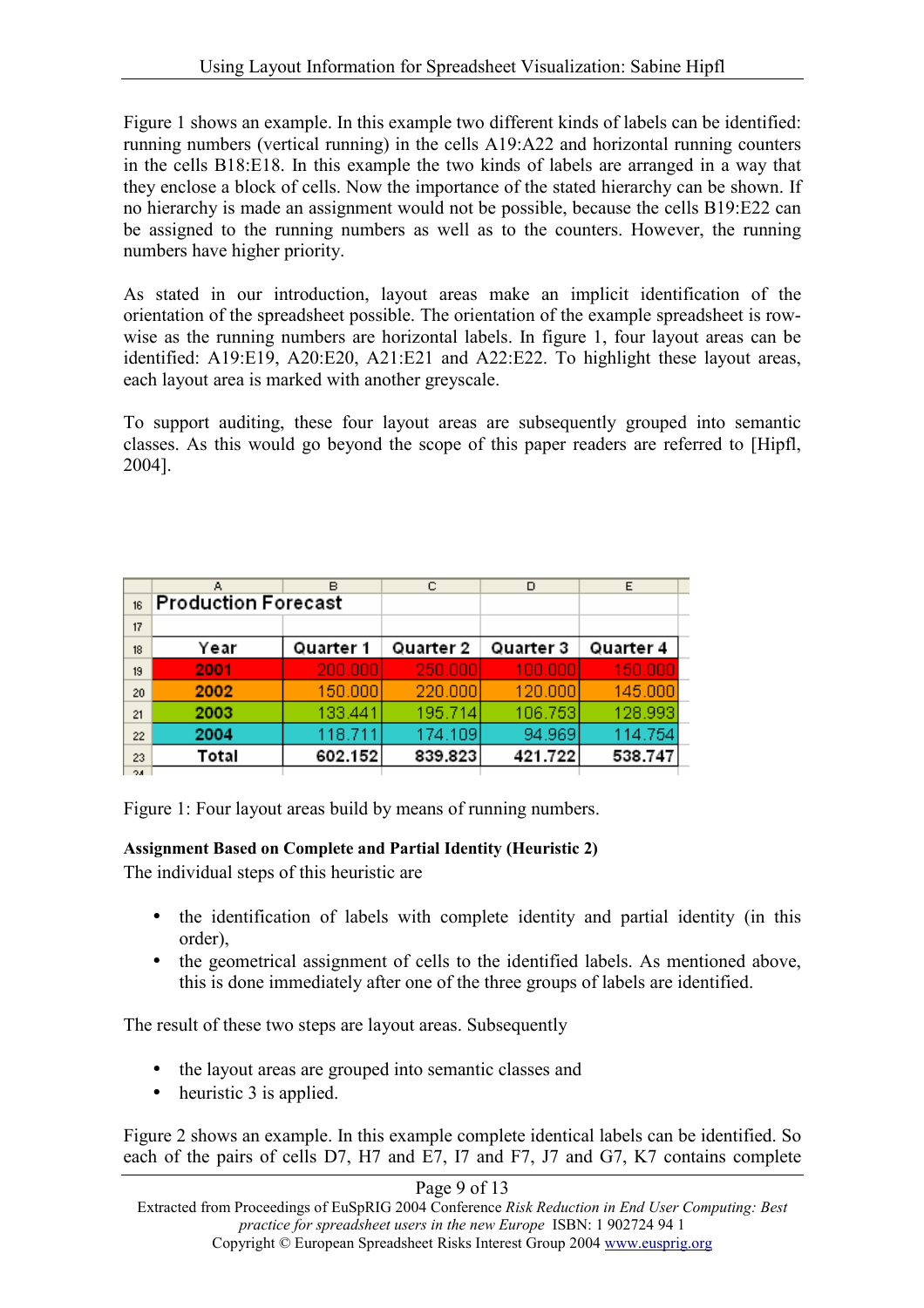Figure 1 shows an example. In this example two different kinds of labels can be identified: running numbers (vertical running) in the cells A19:A22 and horizontal running counters in the cells B18:E18. In this example the two kinds of labels are arranged in a way that they enclose a block of cells. Now the importance of the stated hierarchy can be shown. If no hierarchy is made an assignment would not be possible, because the cells B19:E22 can be assigned to the running numbers as well as to the counters. However, the running numbers have higher priority.

As stated in our introduction, layout areas make an implicit identification of the orientation of the spreadsheet possible. The orientation of the example spreadsheet is row-wise as the running numbers are horizontal labels. In figure 1, four layout areas can be identified: A19:E19, A20:E20, A21:E21 and A22:E22. To highlight these layout areas, each layout area is marked with another greyscale.

To support auditing, these four layout areas are subsequently grouped into semantic classes. As this would go beyond the scope of this paper readers are referred to [Hipfl, 2004].

| | A | B | C | D | E |
|---|---|---|---|---|---|
| 16 | Production Forecast | | | | |
| 17 | | | | | |
| 18 | Year | Quarter 1 | Quarter 2 | Quarter 3 | Quarter 4 |
| 19 | 2001 | 200.000 | 250.000 | 100.000 | 150.000 |
| 20 | 2002 | 150.000 | 220.000 | 120.000 | 145.000 |
| 21 | 2003 | 133.441 | 195.714 | 106.753 | 128.993 |
| 22 | 2004 | 118.711 | 174.109 | 94.969 | 114.754 |
| 23 | Total | 602.152 | 839.823 | 421.722 | 538.747 |

Figure 1: Four layout areas build by means of running numbers.

**Assignment Based on Complete and Partial Identity (Heuristic 2)**

The individual steps of this heuristic are

- the identification of labels with complete identity and partial identity (in this order),
- the geometrical assignment of cells to the identified labels. As mentioned above, this is done immediately after one of the three groups of labels are identified.

The result of these two steps are layout areas. Subsequently

- the layout areas are grouped into semantic classes and
- heuristic 3 is applied.

Figure 2 shows an example. In this example complete identical labels can be identified. So each of the pairs of cells D7, H7 and E7, I7 and F7, J7 and G7, K7 contains complete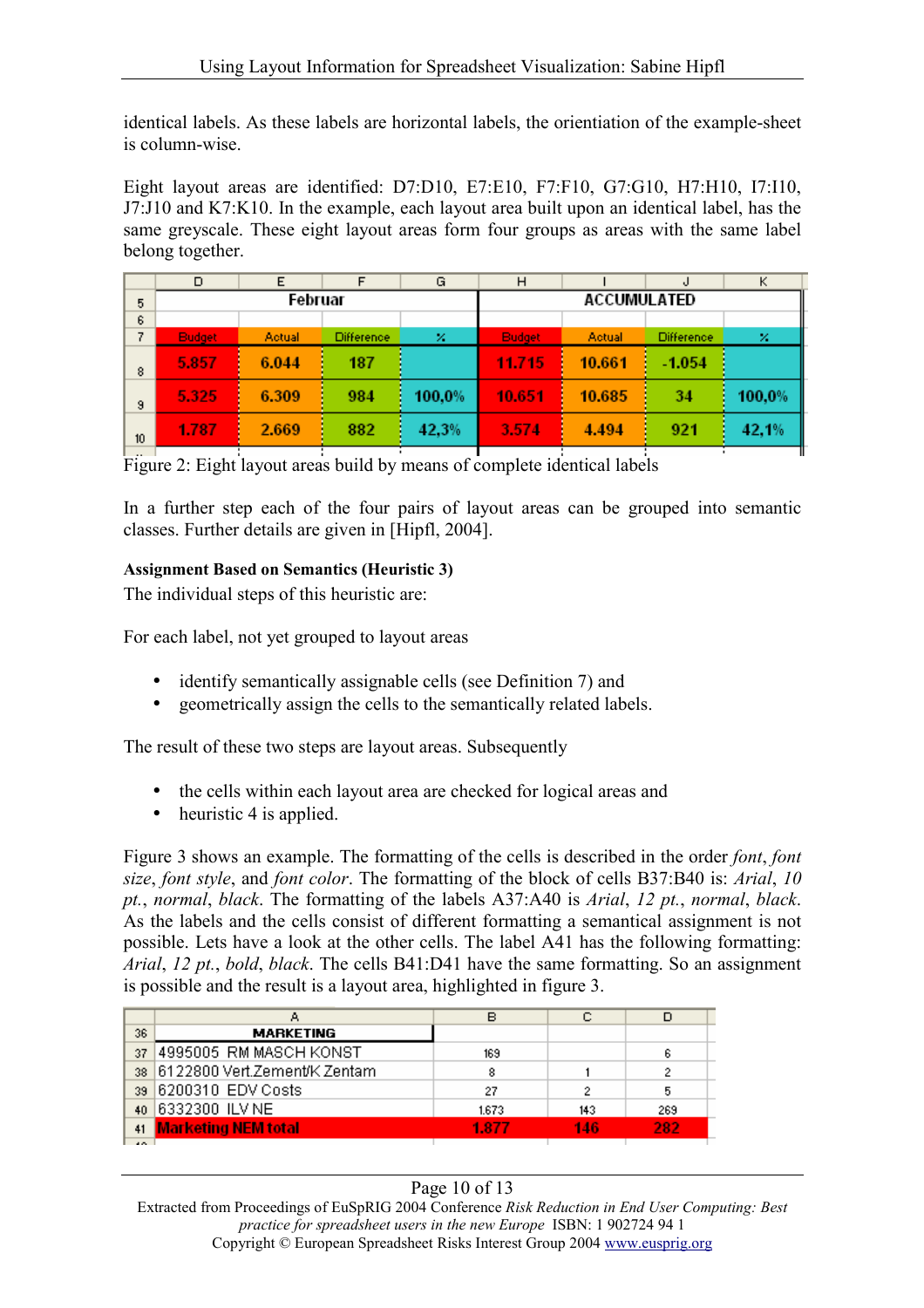identical labels. As these labels are horizontal labels, the orientation of the example-sheet is column-wise.

Eight layout areas are identified: D7:D10, E7:E10, F7:F10, G7:G10, H7:H10, I7:I10, J7:J10 and K7:K10. In the example, each layout area built upon an identical label, has the same greyscale. These eight layout areas form four groups as areas with the same label belong together.

| | D | E | F | G | H | I | J | K |
|---|---|---|---|---|---|---|---|---|
| 5 | Februar | | | | ACCUMULATED | | | |
| 6 | | | | | | | | |
| 7 | Budget | Actual | Difference | % | Budget | Actual | Difference | % |
| 8 | 5.857 | 6.044 | 187 | | 11.715 | 10.661 | -1.054 | |
| 9 | 5.325 | 6.309 | 984 | 100,0% | 10.651 | 10.685 | 34 | 100,0% |
| 10 | 1.787 | 2.669 | 882 | 42,3% | 3.574 | 4.494 | 921 | 42,1% |

Figure 2: Eight layout areas build by means of complete identical labels

In a further step each of the four pairs of layout areas can be grouped into semantic classes. Further details are given in [Hipfl, 2004].

**Assignment Based on Semantics (Heuristic 3)**

The individual steps of this heuristic are:

For each label, not yet grouped to layout areas

- identify semantically assignable cells (see Definition 7) and
- geometrically assign the cells to the semantically related labels.

The result of these two steps are layout areas. Subsequently

- the cells within each layout area are checked for logical areas and
- heuristic 4 is applied.

Figure 3 shows an example. The formatting of the cells is described in the order *font*, *font size*, *font style*, and *font color*. The formatting of the block of cells B37:B40 is: *Arial*, *10 pt.*, *normal*, *black*. The formatting of the labels A37:A40 is *Arial*, *12 pt.*, *normal*, *black*. As the labels and the cells consist of different formatting a semantical assignment is not possible. Lets have a look at the other cells. The label A41 has the following formatting: *Arial*, *12 pt.*, *bold*, *black*. The cells B41:D41 have the same formatting. So an assignment is possible and the result is a layout area, highlighted in figure 3.

| | A | B | C | D |
|---|---|---|---|---|
| 36 | MARKETING | | | |
| 37 | 4995005 RM MASCH KONST | 169 | | 6 |
| 38 | 6122800 Vert.Zement/K Zentam | 8 | 1 | 2 |
| 39 | 6200310 EDV Costs | 27 | 2 | 5 |
| 40 | 6332300 ILV NE | 1.673 | 143 | 269 |
| 41 | Marketing NEM total | 1.877 | 146 | 282 |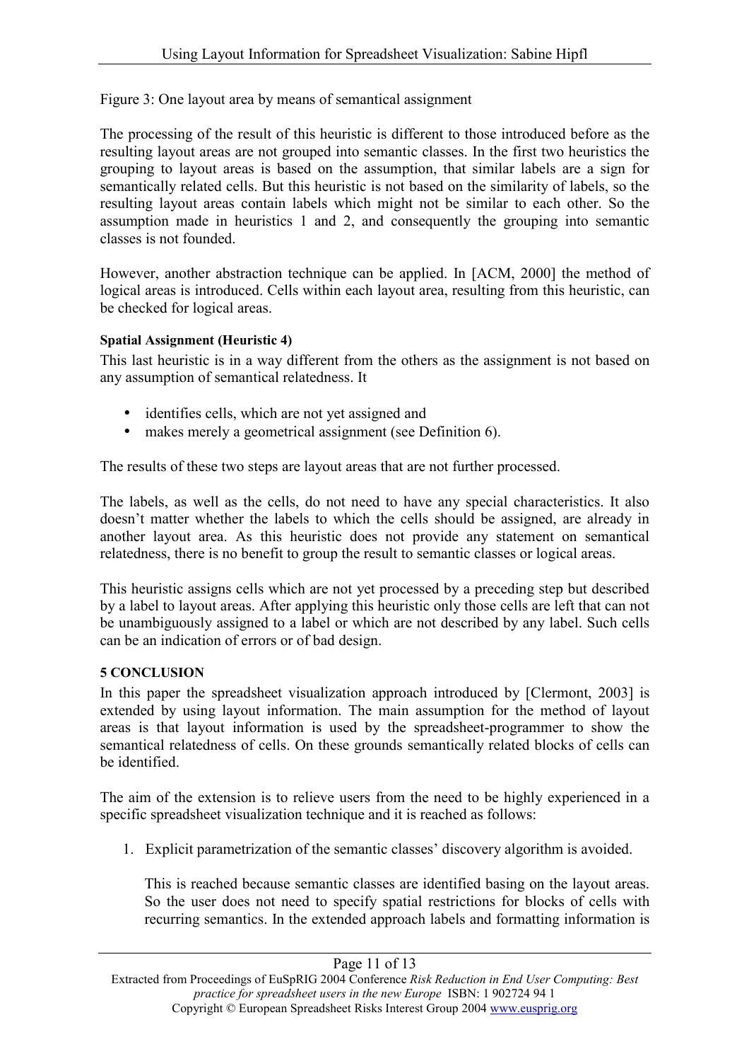Figure 3: One layout area by means of semantical assignment

The processing of the result of this heuristic is different to those introduced before as the resulting layout areas are not grouped into semantic classes. In the first two heuristics the grouping to layout areas is based on the assumption, that similar labels are a sign for semantically related cells. But this heuristic is not based on the similarity of labels, so the resulting layout areas contain labels which might not be similar to each other. So the assumption made in heuristics 1 and 2, and consequently the grouping into semantic classes is not founded.

However, another abstraction technique can be applied. In [ACM, 2000] the method of logical areas is introduced. Cells within each layout area, resulting from this heuristic, can be checked for logical areas.

**Spatial Assignment (Heuristic 4)**

This last heuristic is in a way different from the others as the assignment is not based on any assumption of semantical relatedness. It

- identifies cells, which are not yet assigned and
- makes merely a geometrical assignment (see Definition 6).

The results of these two steps are layout areas that are not further processed.

The labels, as well as the cells, do not need to have any special characteristics. It also doesn't matter whether the labels to which the cells should be assigned, are already in another layout area. As this heuristic does not provide any statement on semantical relatedness, there is no benefit to group the result to semantic classes or logical areas.

This heuristic assigns cells which are not yet processed by a preceding step but described by a label to layout areas. After applying this heuristic only those cells are left that can not be unambiguously assigned to a label or which are not described by any label. Such cells can be an indication of errors or of bad design.

## 5 CONCLUSION

In this paper the spreadsheet visualization approach introduced by [Clermont, 2003] is extended by using layout information. The main assumption for the method of layout areas is that layout information is used by the spreadsheet-programmer to show the semantical relatedness of cells. On these grounds semantically related blocks of cells can be identified.

The aim of the extension is to relieve users from the need to be highly experienced in a specific spreadsheet visualization technique and it is reached as follows:

1. Explicit parametrization of the semantic classes' discovery algorithm is avoided.

   This is reached because semantic classes are identified basing on the layout areas. So the user does not need to specify spatial restrictions for blocks of cells with recurring semantics. In the extended approach labels and formatting information is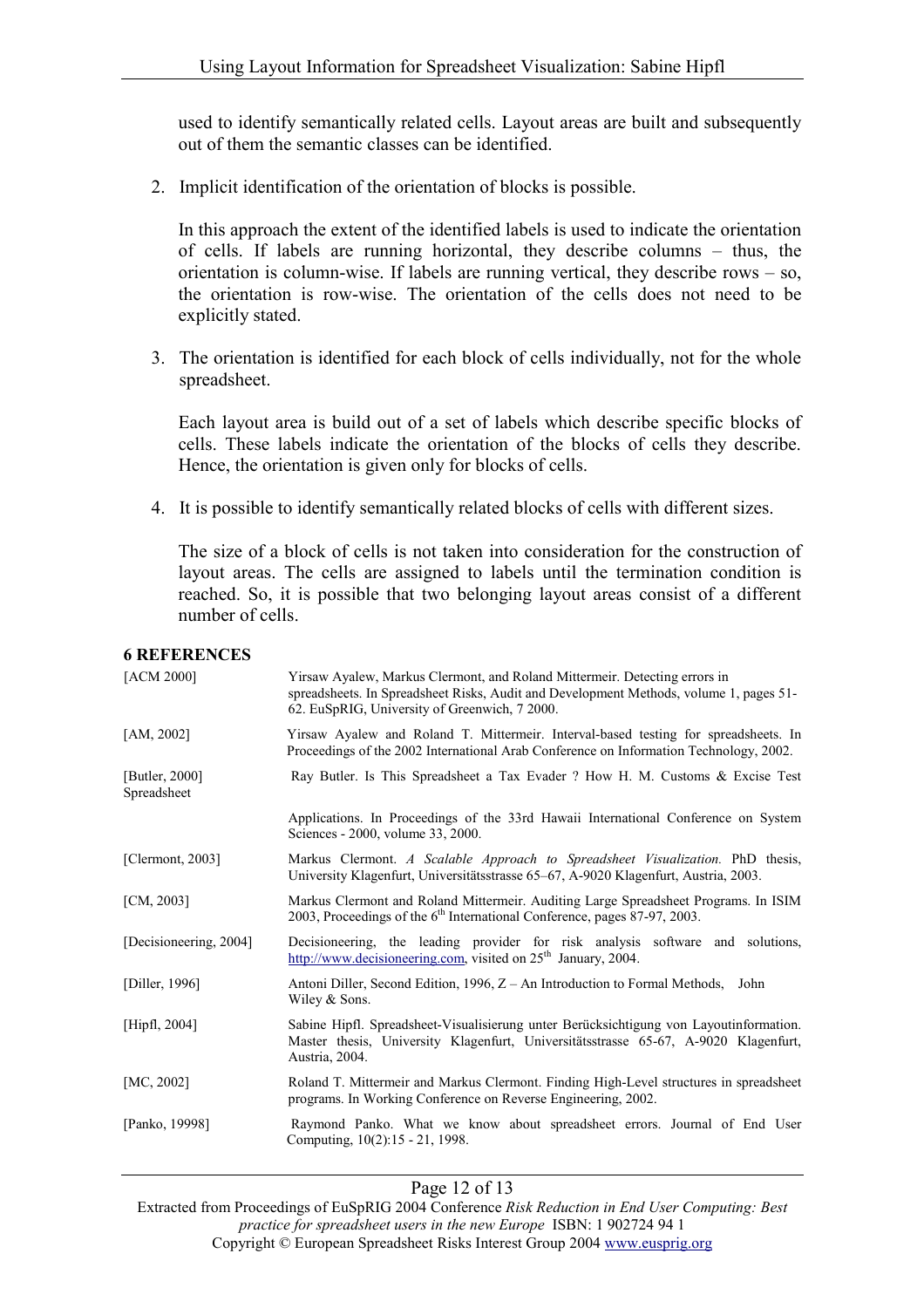used to identify semantically related cells. Layout areas are built and subsequently out of them the semantic classes can be identified.

2. Implicit identification of the orientation of blocks is possible.

   In this approach the extent of the identified labels is used to indicate the orientation of cells. If labels are running horizontal, they describe columns – thus, the orientation is column-wise. If labels are running vertical, they describe rows – so, the orientation is row-wise. The orientation of the cells does not need to be explicitly stated.

3. The orientation is identified for each block of cells individually, not for the whole spreadsheet.

   Each layout area is build out of a set of labels which describe specific blocks of cells. These labels indicate the orientation of the blocks of cells they describe. Hence, the orientation is given only for blocks of cells.

4. It is possible to identify semantically related blocks of cells with different sizes.

   The size of a block of cells is not taken into consideration for the construction of layout areas. The cells are assigned to labels until the termination condition is reached. So, it is possible that two belonging layout areas consist of a different number of cells.

## 6 REFERENCES

[ACM 2000] Yirsaw Ayalew, Markus Clermont, and Roland Mittermeir. Detecting errors in spreadsheets. In Spreadsheet Risks, Audit and Development Methods, volume 1, pages 51-62. EuSpRIG, University of Greenwich, 7 2000.

[AM, 2002] Yirsaw Ayalew and Roland T. Mittermeir. Interval-based testing for spreadsheets. In Proceedings of the 2002 International Arab Conference on Information Technology, 2002.

[Butler, 2000] Ray Butler. Is This Spreadsheet a Tax Evader ? How H. M. Customs & Excise Test Spreadsheet Applications. In Proceedings of the 33rd Hawaii International Conference on System Sciences - 2000, volume 33, 2000.

[Clermont, 2003] Markus Clermont. *A Scalable Approach to Spreadsheet Visualization.* PhD thesis, University Klagenfurt, Universitätsstrasse 65–67, A-9020 Klagenfurt, Austria, 2003.

[CM, 2003] Markus Clermont and Roland Mittermeir. Auditing Large Spreadsheet Programs. In ISIM 2003, Proceedings of the 6th International Conference, pages 87-97, 2003.

[Decisioneering, 2004] Decisioneering, the leading provider for risk analysis software and solutions, http://www.decisioneering.com, visited on 25th January, 2004.

[Diller, 1996] Antoni Diller, Second Edition, 1996, Z – An Introduction to Formal Methods, John Wiley & Sons.

[Hipfl, 2004] Sabine Hipfl. Spreadsheet-Visualisierung unter Berücksichtigung von Layoutinformation. Master thesis, University Klagenfurt, Universitätsstrasse 65-67, A-9020 Klagenfurt, Austria, 2004.

[MC, 2002] Roland T. Mittermeir and Markus Clermont. Finding High-Level structures in spreadsheet programs. In Working Conference on Reverse Engineering, 2002.

[Panko, 19998] Raymond Panko. What we know about spreadsheet errors. Journal of End User Computing, 10(2):15 - 21, 1998.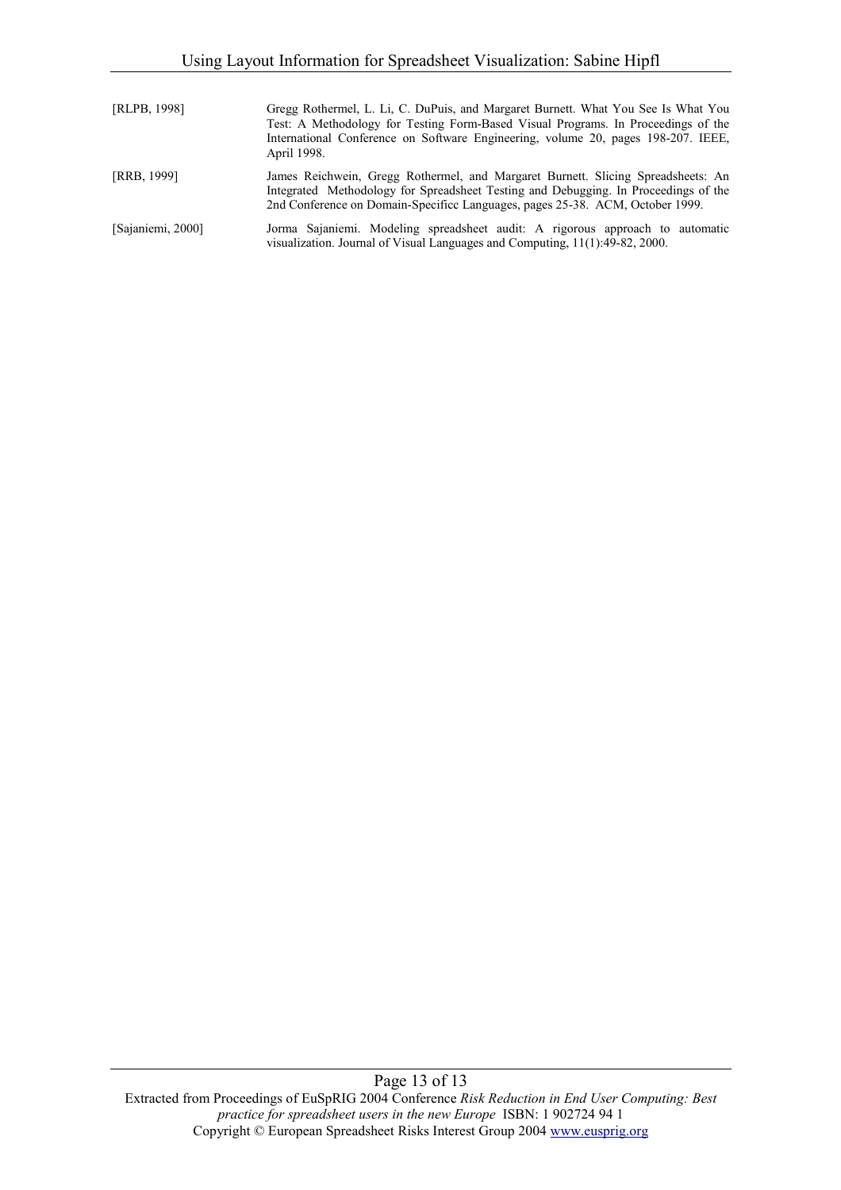[RLPB, 1998] Gregg Rothermel, L. Li, C. DuPuis, and Margaret Burnett. What You See Is What You Test: A Methodology for Testing Form-Based Visual Programs. In Proceedings of the International Conference on Software Engineering, volume 20, pages 198-207. IEEE, April 1998.

[RRB, 1999] James Reichwein, Gregg Rothermel, and Margaret Burnett. Slicing Spreadsheets: An Integrated Methodology for Spreadsheet Testing and Debugging. In Proceedings of the 2nd Conference on Domain-Specificc Languages, pages 25-38. ACM, October 1999.

[Sajaniemi, 2000] Jorma Sajaniemi. Modeling spreadsheet audit: A rigorous approach to automatic visualization. Journal of Visual Languages and Computing, 11(1):49-82, 2000.